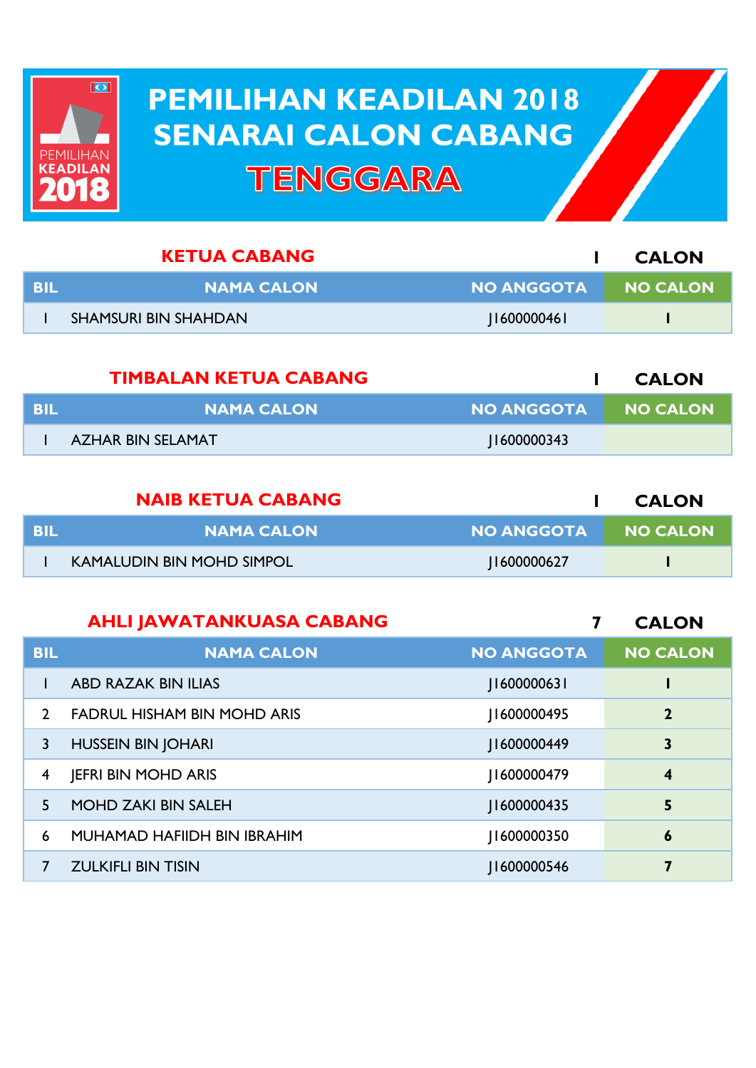# PEMILIHAN KEADILAN 2018
# SENARAI CALON CABANG
# TENGGARA

## KETUA CABANG — 1 CALON

| BIL | NAMA CALON | NO ANGGOTA | NO CALON |
|---|---|---|---|
| 1 | SHAMSURI BIN SHAHDAN | J1600000461 | 1 |

## TIMBALAN KETUA CABANG — 1 CALON

| BIL | NAMA CALON | NO ANGGOTA | NO CALON |
|---|---|---|---|
| 1 | AZHAR BIN SELAMAT | J1600000343 | |

## NAIB KETUA CABANG — 1 CALON

| BIL | NAMA CALON | NO ANGGOTA | NO CALON |
|---|---|---|---|
| 1 | KAMALUDIN BIN MOHD SIMPOL | J1600000627 | 1 |

## AHLI JAWATANKUASA CABANG — 7 CALON

| BIL | NAMA CALON | NO ANGGOTA | NO CALON |
|---|---|---|---|
| 1 | ABD RAZAK BIN ILIAS | J1600000631 | 1 |
| 2 | FADRUL HISHAM BIN MOHD ARIS | J1600000495 | 2 |
| 3 | HUSSEIN BIN JOHARI | J1600000449 | 3 |
| 4 | JEFRI BIN MOHD ARIS | J1600000479 | 4 |
| 5 | MOHD ZAKI BIN SALEH | J1600000435 | 5 |
| 6 | MUHAMAD HAFIIDH BIN IBRAHIM | J1600000350 | 6 |
| 7 | ZULKIFLI BIN TISIN | J1600000546 | 7 |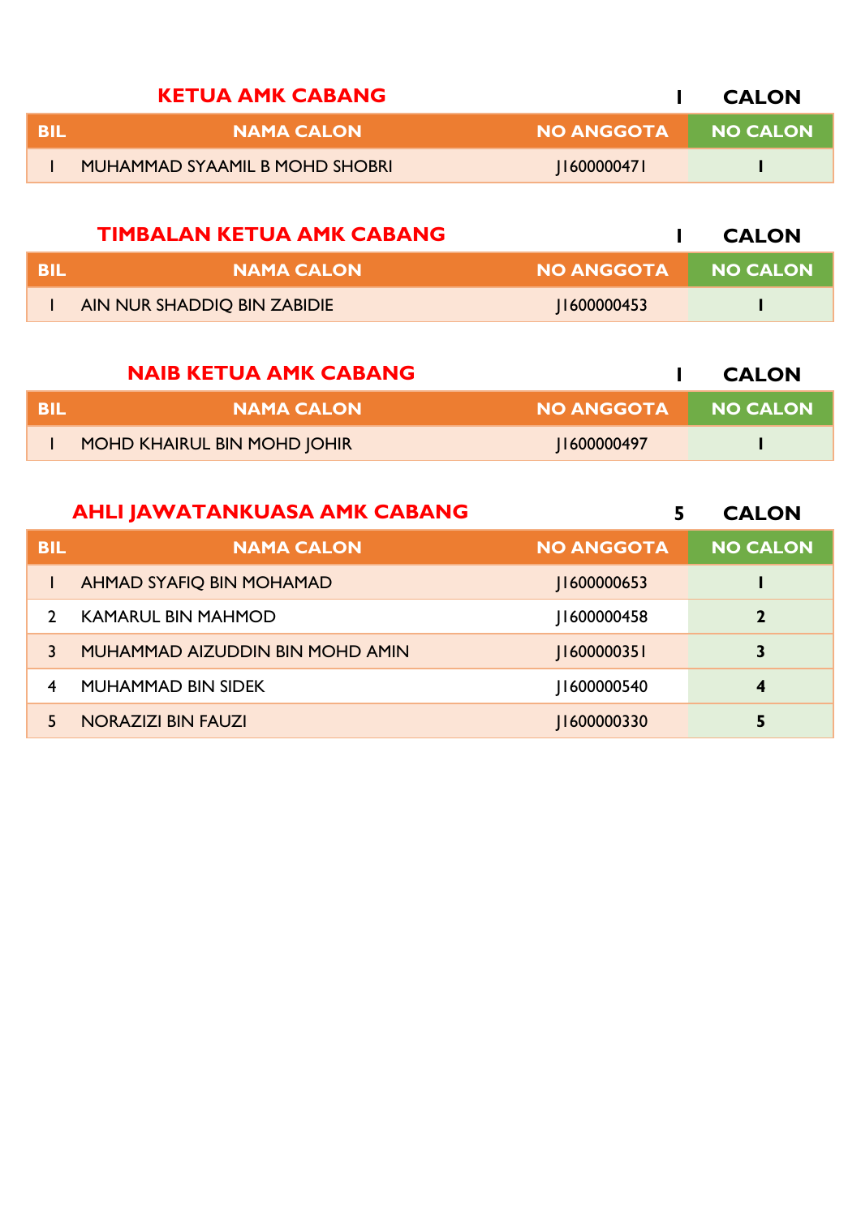## KETUA AMK CABANG

**1 CALON**

| BIL | NAMA CALON | NO ANGGOTA | NO CALON |
|---|---|---|---|
| 1 | MUHAMMAD SYAAMIL B MOHD SHOBRI | J1600000471 | **1** |

## TIMBALAN KETUA AMK CABANG

**1 CALON**

| BIL | NAMA CALON | NO ANGGOTA | NO CALON |
|---|---|---|---|
| 1 | AIN NUR SHADDIQ BIN ZABIDIE | J1600000453 | **1** |

## NAIB KETUA AMK CABANG

**1 CALON**

| BIL | NAMA CALON | NO ANGGOTA | NO CALON |
|---|---|---|---|
| 1 | MOHD KHAIRUL BIN MOHD JOHIR | J1600000497 | **1** |

## AHLI JAWATANKUASA AMK CABANG

**5 CALON**

| BIL | NAMA CALON | NO ANGGOTA | NO CALON |
|---|---|---|---|
| 1 | AHMAD SYAFIQ BIN MOHAMAD | J1600000653 | **1** |
| 2 | KAMARUL BIN MAHMOD | J1600000458 | **2** |
| 3 | MUHAMMAD AIZUDDIN BIN MOHD AMIN | J1600000351 | **3** |
| 4 | MUHAMMAD BIN SIDEK | J1600000540 | **4** |
| 5 | NORAZIZI BIN FAUZI | J1600000330 | **5** |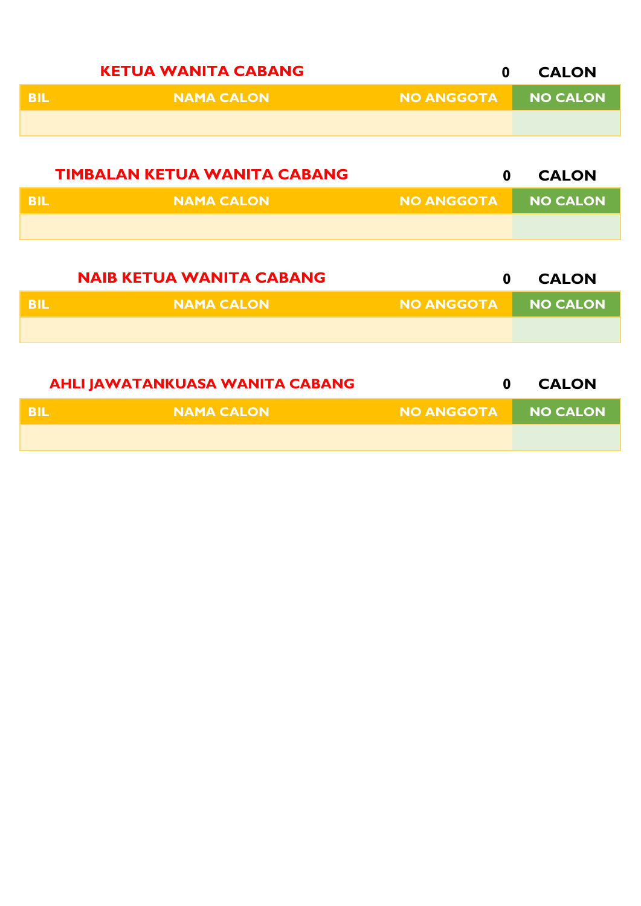## KETUA WANITA CABANG

**0 CALON**

| BIL | NAMA CALON | NO ANGGOTA | NO CALON |
| --- | --- | --- | --- |
| | | | |

## TIMBALAN KETUA WANITA CABANG

**0 CALON**

| BIL | NAMA CALON | NO ANGGOTA | NO CALON |
| --- | --- | --- | --- |
| | | | |

## NAIB KETUA WANITA CABANG

**0 CALON**

| BIL | NAMA CALON | NO ANGGOTA | NO CALON |
| --- | --- | --- | --- |
| | | | |

## AHLI JAWATANKUASA WANITA CABANG

**0 CALON**

| BIL | NAMA CALON | NO ANGGOTA | NO CALON |
| --- | --- | --- | --- |
| | | | |